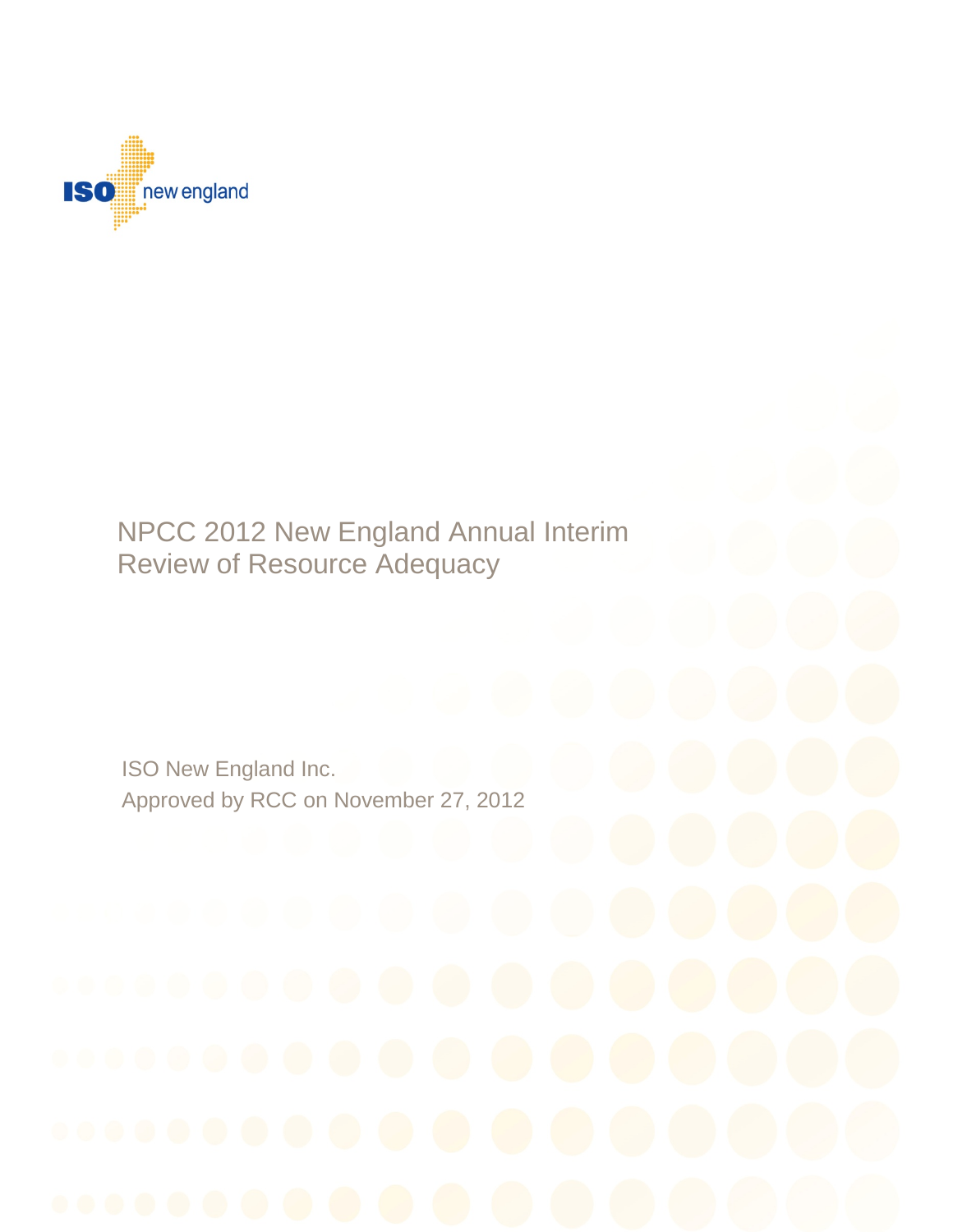ISO new england

# NPCC 2012 New England Annual Interim Review of Resource Adequacy

ISO New England Inc.

Approved by RCC on November 27, 2012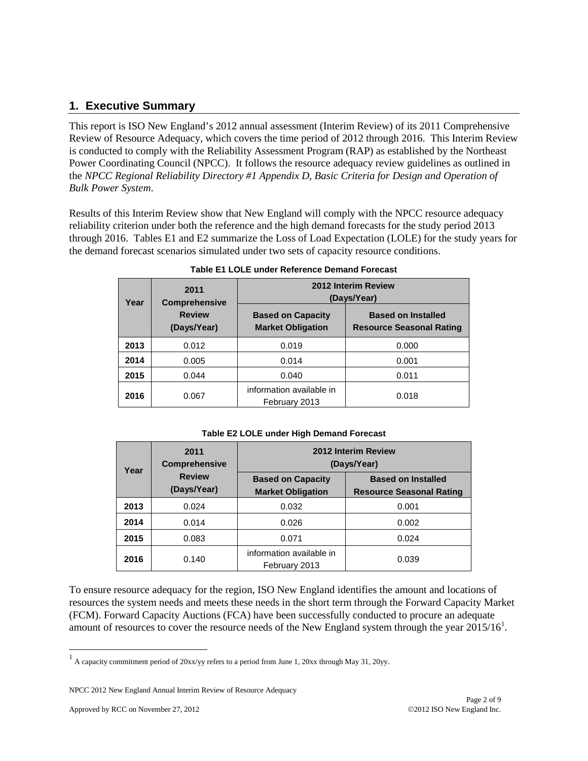## 1. Executive Summary

This report is ISO New England's 2012 annual assessment (Interim Review) of its 2011 Comprehensive Review of Resource Adequacy, which covers the time period of 2012 through 2016. This Interim Review is conducted to comply with the Reliability Assessment Program (RAP) as established by the Northeast Power Coordinating Council (NPCC). It follows the resource adequacy review guidelines as outlined in the *NPCC Regional Reliability Directory #1 Appendix D, Basic Criteria for Design and Operation of Bulk Power System*.

Results of this Interim Review show that New England will comply with the NPCC resource adequacy reliability criterion under both the reference and the high demand forecasts for the study period 2013 through 2016. Tables E1 and E2 summarize the Loss of Load Expectation (LOLE) for the study years for the demand forecast scenarios simulated under two sets of capacity resource conditions.

**Table E1 LOLE under Reference Demand Forecast**

| Year | 2011 Comprehensive Review (Days/Year) | 2012 Interim Review (Days/Year) | |
|---|---|---|---|
| | | Based on Capacity Market Obligation | Based on Installed Resource Seasonal Rating |
| **2013** | 0.012 | 0.019 | 0.000 |
| **2014** | 0.005 | 0.014 | 0.001 |
| **2015** | 0.044 | 0.040 | 0.011 |
| **2016** | 0.067 | information available in February 2013 | 0.018 |

**Table E2 LOLE under High Demand Forecast**

| Year | 2011 Comprehensive Review (Days/Year) | 2012 Interim Review (Days/Year) | |
|---|---|---|---|
| | | Based on Capacity Market Obligation | Based on Installed Resource Seasonal Rating |
| **2013** | 0.024 | 0.032 | 0.001 |
| **2014** | 0.014 | 0.026 | 0.002 |
| **2015** | 0.083 | 0.071 | 0.024 |
| **2016** | 0.140 | information available in February 2013 | 0.039 |

To ensure resource adequacy for the region, ISO New England identifies the amount and locations of resources the system needs and meets these needs in the short term through the Forward Capacity Market (FCM). Forward Capacity Auctions (FCA) have been successfully conducted to procure an adequate amount of resources to cover the resource needs of the New England system through the year 2015/16[1].

[1] A capacity commitment period of 20xx/yy refers to a period from June 1, 20xx through May 31, 20yy.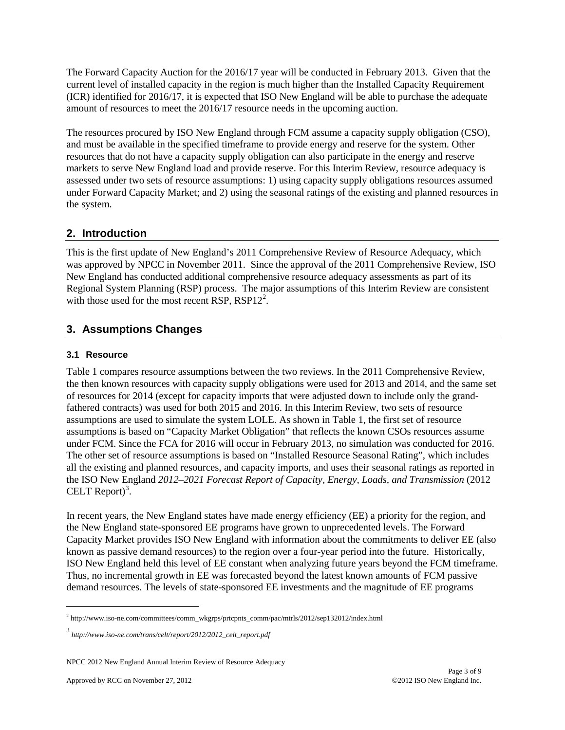The Forward Capacity Auction for the 2016/17 year will be conducted in February 2013. Given that the current level of installed capacity in the region is much higher than the Installed Capacity Requirement (ICR) identified for 2016/17, it is expected that ISO New England will be able to purchase the adequate amount of resources to meet the 2016/17 resource needs in the upcoming auction.

The resources procured by ISO New England through FCM assume a capacity supply obligation (CSO), and must be available in the specified timeframe to provide energy and reserve for the system. Other resources that do not have a capacity supply obligation can also participate in the energy and reserve markets to serve New England load and provide reserve. For this Interim Review, resource adequacy is assessed under two sets of resource assumptions: 1) using capacity supply obligations resources assumed under Forward Capacity Market; and 2) using the seasonal ratings of the existing and planned resources in the system.

## 2. Introduction

This is the first update of New England's 2011 Comprehensive Review of Resource Adequacy, which was approved by NPCC in November 2011. Since the approval of the 2011 Comprehensive Review, ISO New England has conducted additional comprehensive resource adequacy assessments as part of its Regional System Planning (RSP) process. The major assumptions of this Interim Review are consistent with those used for the most recent RSP, RSP12[2].

## 3. Assumptions Changes

### 3.1 Resource

Table 1 compares resource assumptions between the two reviews. In the 2011 Comprehensive Review, the then known resources with capacity supply obligations were used for 2013 and 2014, and the same set of resources for 2014 (except for capacity imports that were adjusted down to include only the grand-fathered contracts) was used for both 2015 and 2016. In this Interim Review, two sets of resource assumptions are used to simulate the system LOLE. As shown in Table 1, the first set of resource assumptions is based on "Capacity Market Obligation" that reflects the known CSOs resources assume under FCM. Since the FCA for 2016 will occur in February 2013, no simulation was conducted for 2016. The other set of resource assumptions is based on "Installed Resource Seasonal Rating", which includes all the existing and planned resources, and capacity imports, and uses their seasonal ratings as reported in the ISO New England *2012–2021 Forecast Report of Capacity, Energy, Loads, and Transmission* (2012 CELT Report)[3].

In recent years, the New England states have made energy efficiency (EE) a priority for the region, and the New England state-sponsored EE programs have grown to unprecedented levels. The Forward Capacity Market provides ISO New England with information about the commitments to deliver EE (also known as passive demand resources) to the region over a four-year period into the future. Historically, ISO New England held this level of EE constant when analyzing future years beyond the FCM timeframe. Thus, no incremental growth in EE was forecasted beyond the latest known amounts of FCM passive demand resources. The levels of state-sponsored EE investments and the magnitude of EE programs

---

[2] http://www.iso-ne.com/committees/comm_wkgrps/prtcpnts_comm/pac/mtrls/2012/sep132012/index.html

[3] *http://www.iso-ne.com/trans/celt/report/2012/2012_celt_report.pdf*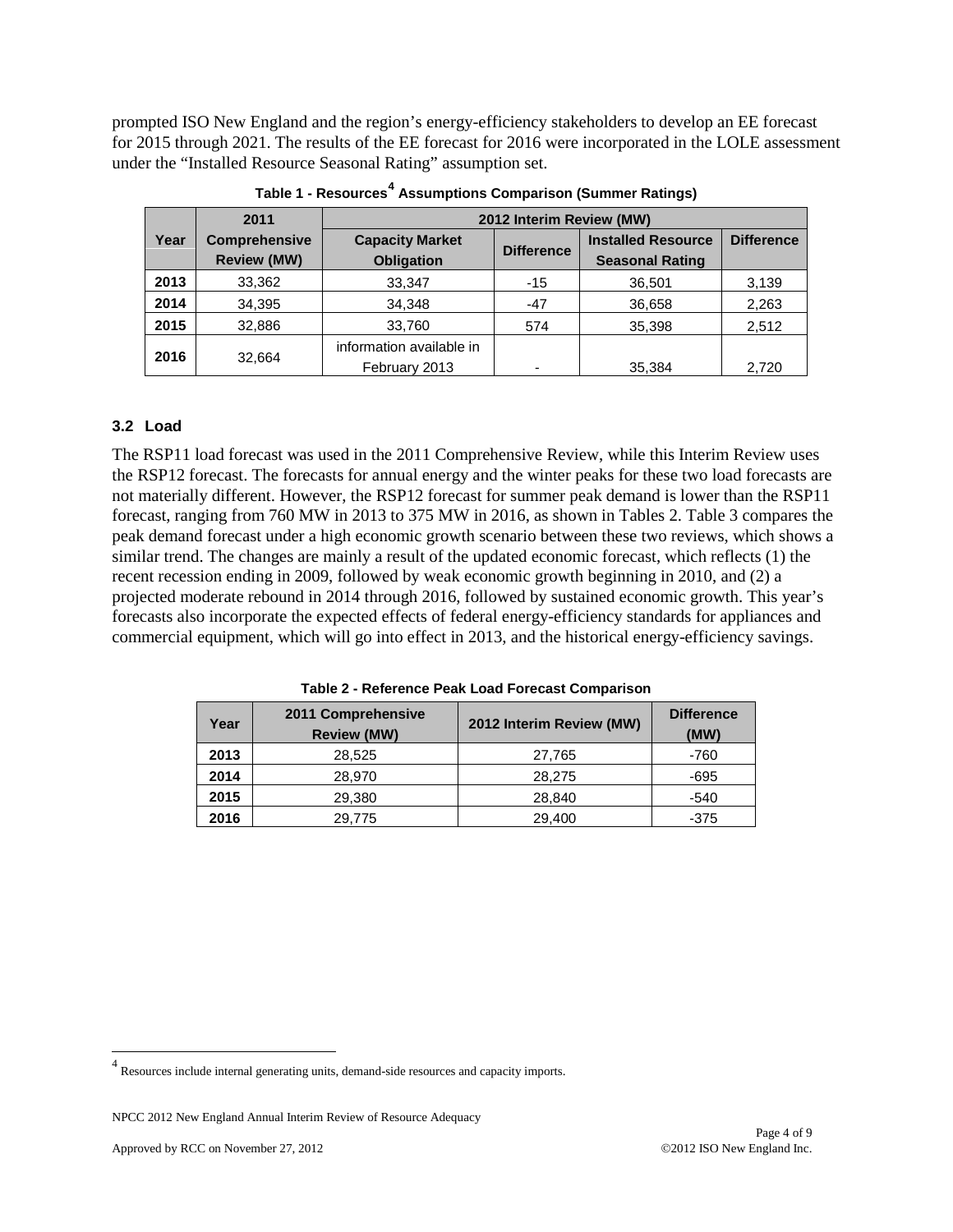prompted ISO New England and the region's energy-efficiency stakeholders to develop an EE forecast for 2015 through 2021. The results of the EE forecast for 2016 were incorporated in the LOLE assessment under the "Installed Resource Seasonal Rating" assumption set.

**Table 1 - Resources[4] Assumptions Comparison (Summer Ratings)**

| Year | 2011 Comprehensive Review (MW) | 2012 Interim Review (MW) | | | |
|---|---|---|---|---|---|
| | | Capacity Market Obligation | Difference | Installed Resource Seasonal Rating | Difference |
| **2013** | 33,362 | 33,347 | -15 | 36,501 | 3,139 |
| **2014** | 34,395 | 34,348 | -47 | 36,658 | 2,263 |
| **2015** | 32,886 | 33,760 | 574 | 35,398 | 2,512 |
| **2016** | 32,664 | information available in February 2013 | - | 35,384 | 2,720 |

### 3.2 Load

The RSP11 load forecast was used in the 2011 Comprehensive Review, while this Interim Review uses the RSP12 forecast. The forecasts for annual energy and the winter peaks for these two load forecasts are not materially different. However, the RSP12 forecast for summer peak demand is lower than the RSP11 forecast, ranging from 760 MW in 2013 to 375 MW in 2016, as shown in Tables 2. Table 3 compares the peak demand forecast under a high economic growth scenario between these two reviews, which shows a similar trend. The changes are mainly a result of the updated economic forecast, which reflects (1) the recent recession ending in 2009, followed by weak economic growth beginning in 2010, and (2) a projected moderate rebound in 2014 through 2016, followed by sustained economic growth. This year's forecasts also incorporate the expected effects of federal energy-efficiency standards for appliances and commercial equipment, which will go into effect in 2013, and the historical energy-efficiency savings.

**Table 2 - Reference Peak Load Forecast Comparison**

| Year | 2011 Comprehensive Review (MW) | 2012 Interim Review (MW) | Difference (MW) |
|---|---|---|---|
| **2013** | 28,525 | 27,765 | -760 |
| **2014** | 28,970 | 28,275 | -695 |
| **2015** | 29,380 | 28,840 | -540 |
| **2016** | 29,775 | 29,400 | -375 |

---

[4] Resources include internal generating units, demand-side resources and capacity imports.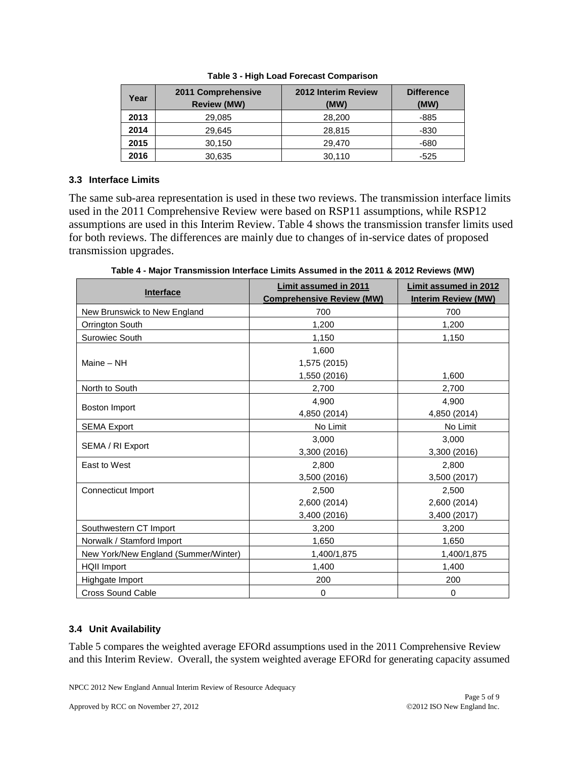**Table 3 - High Load Forecast Comparison**

| Year | 2011 Comprehensive Review (MW) | 2012 Interim Review (MW) | Difference (MW) |
|---|---|---|---|
| **2013** | 29,085 | 28,200 | -885 |
| **2014** | 29,645 | 28,815 | -830 |
| **2015** | 30,150 | 29,470 | -680 |
| **2016** | 30,635 | 30,110 | -525 |

### 3.3 Interface Limits

The same sub-area representation is used in these two reviews. The transmission interface limits used in the 2011 Comprehensive Review were based on RSP11 assumptions, while RSP12 assumptions are used in this Interim Review. Table 4 shows the transmission transfer limits used for both reviews. The differences are mainly due to changes of in-service dates of proposed transmission upgrades.

**Table 4 - Major Transmission Interface Limits Assumed in the 2011 & 2012 Reviews (MW)**

| Interface | Limit assumed in 2011 Comprehensive Review (MW) | Limit assumed in 2012 Interim Review (MW) |
|---|---|---|
| New Brunswick to New England | 700 | 700 |
| Orrington South | 1,200 | 1,200 |
| Surowiec South | 1,150 | 1,150 |
| Maine – NH | 1,600<br>1,575 (2015)<br>1,550 (2016) | 1,600 |
| North to South | 2,700 | 2,700 |
| Boston Import | 4,900<br>4,850 (2014) | 4,900<br>4,850 (2014) |
| SEMA Export | No Limit | No Limit |
| SEMA / RI Export | 3,000<br>3,300 (2016) | 3,000<br>3,300 (2016) |
| East to West | 2,800<br>3,500 (2016) | 2,800<br>3,500 (2017) |
| Connecticut Import | 2,500<br>2,600 (2014)<br>3,400 (2016) | 2,500<br>2,600 (2014)<br>3,400 (2017) |
| Southwestern CT Import | 3,200 | 3,200 |
| Norwalk / Stamford Import | 1,650 | 1,650 |
| New York/New England (Summer/Winter) | 1,400/1,875 | 1,400/1,875 |
| HQII Import | 1,400 | 1,400 |
| Highgate Import | 200 | 200 |
| Cross Sound Cable | 0 | 0 |

### 3.4 Unit Availability

Table 5 compares the weighted average EFORd assumptions used in the 2011 Comprehensive Review and this Interim Review. Overall, the system weighted average EFORd for generating capacity assumed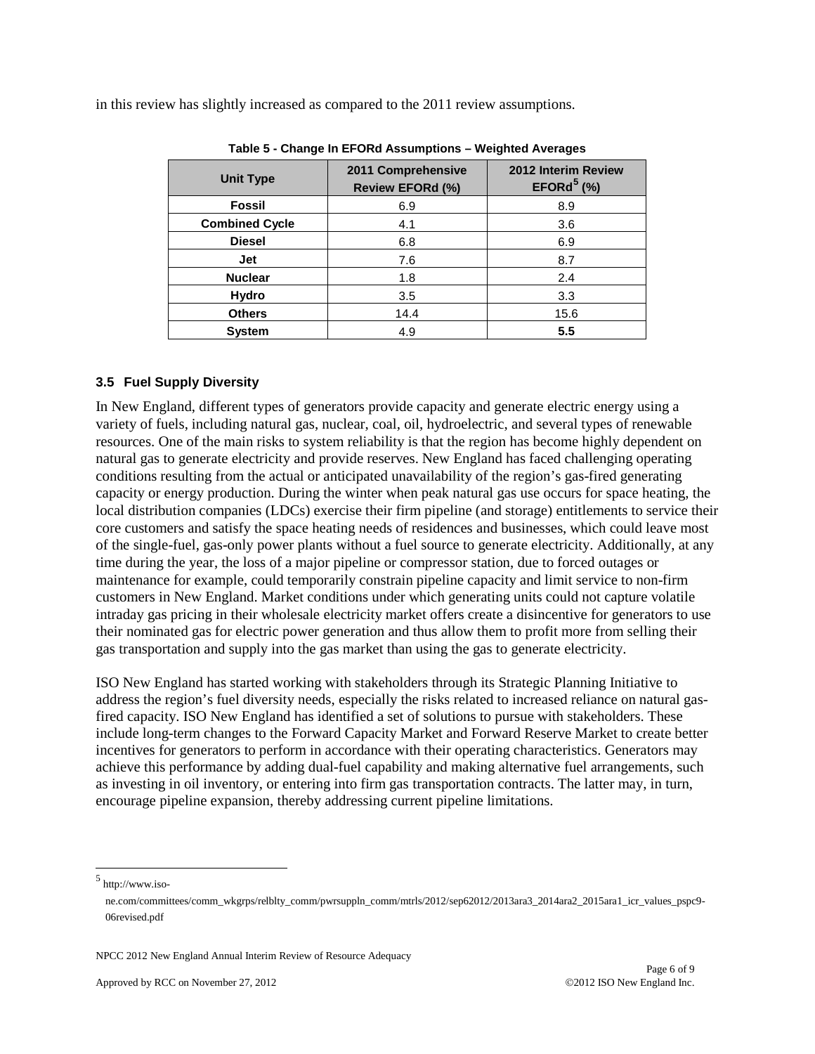in this review has slightly increased as compared to the 2011 review assumptions.

**Table 5 - Change In EFORd Assumptions – Weighted Averages**

| Unit Type | 2011 Comprehensive Review EFORd (%) | 2012 Interim Review EFORd[5] (%) |
|---|---|---|
| **Fossil** | 6.9 | 8.9 |
| **Combined Cycle** | 4.1 | 3.6 |
| **Diesel** | 6.8 | 6.9 |
| **Jet** | 7.6 | 8.7 |
| **Nuclear** | 1.8 | 2.4 |
| **Hydro** | 3.5 | 3.3 |
| **Others** | 14.4 | 15.6 |
| **System** | 4.9 | **5.5** |

### 3.5 Fuel Supply Diversity

In New England, different types of generators provide capacity and generate electric energy using a variety of fuels, including natural gas, nuclear, coal, oil, hydroelectric, and several types of renewable resources. One of the main risks to system reliability is that the region has become highly dependent on natural gas to generate electricity and provide reserves. New England has faced challenging operating conditions resulting from the actual or anticipated unavailability of the region's gas-fired generating capacity or energy production. During the winter when peak natural gas use occurs for space heating, the local distribution companies (LDCs) exercise their firm pipeline (and storage) entitlements to service their core customers and satisfy the space heating needs of residences and businesses, which could leave most of the single-fuel, gas-only power plants without a fuel source to generate electricity. Additionally, at any time during the year, the loss of a major pipeline or compressor station, due to forced outages or maintenance for example, could temporarily constrain pipeline capacity and limit service to non-firm customers in New England. Market conditions under which generating units could not capture volatile intraday gas pricing in their wholesale electricity market offers create a disincentive for generators to use their nominated gas for electric power generation and thus allow them to profit more from selling their gas transportation and supply into the gas market than using the gas to generate electricity.

ISO New England has started working with stakeholders through its Strategic Planning Initiative to address the region's fuel diversity needs, especially the risks related to increased reliance on natural gas-fired capacity. ISO New England has identified a set of solutions to pursue with stakeholders. These include long-term changes to the Forward Capacity Market and Forward Reserve Market to create better incentives for generators to perform in accordance with their operating characteristics. Generators may achieve this performance by adding dual-fuel capability and making alternative fuel arrangements, such as investing in oil inventory, or entering into firm gas transportation contracts. The latter may, in turn, encourage pipeline expansion, thereby addressing current pipeline limitations.

[5] http://www.iso-ne.com/committees/comm_wkgrps/relblty_comm/pwrsuppln_comm/mtrls/2012/sep62012/2013ara3_2014ara2_2015ara1_icr_values_pspc9-06revised.pdf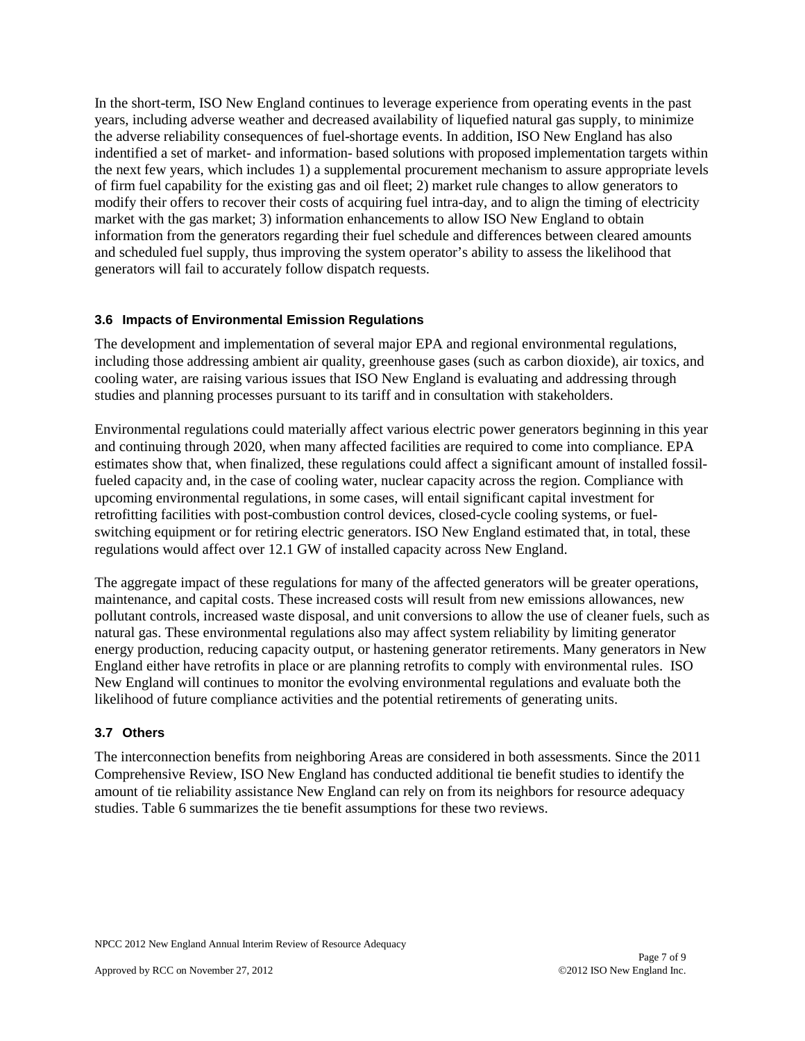In the short-term, ISO New England continues to leverage experience from operating events in the past years, including adverse weather and decreased availability of liquefied natural gas supply, to minimize the adverse reliability consequences of fuel-shortage events. In addition, ISO New England has also indentified a set of market- and information- based solutions with proposed implementation targets within the next few years, which includes 1) a supplemental procurement mechanism to assure appropriate levels of firm fuel capability for the existing gas and oil fleet; 2) market rule changes to allow generators to modify their offers to recover their costs of acquiring fuel intra-day, and to align the timing of electricity market with the gas market; 3) information enhancements to allow ISO New England to obtain information from the generators regarding their fuel schedule and differences between cleared amounts and scheduled fuel supply, thus improving the system operator's ability to assess the likelihood that generators will fail to accurately follow dispatch requests.

### 3.6 Impacts of Environmental Emission Regulations

The development and implementation of several major EPA and regional environmental regulations, including those addressing ambient air quality, greenhouse gases (such as carbon dioxide), air toxics, and cooling water, are raising various issues that ISO New England is evaluating and addressing through studies and planning processes pursuant to its tariff and in consultation with stakeholders.

Environmental regulations could materially affect various electric power generators beginning in this year and continuing through 2020, when many affected facilities are required to come into compliance. EPA estimates show that, when finalized, these regulations could affect a significant amount of installed fossil-fueled capacity and, in the case of cooling water, nuclear capacity across the region. Compliance with upcoming environmental regulations, in some cases, will entail significant capital investment for retrofitting facilities with post-combustion control devices, closed-cycle cooling systems, or fuel-switching equipment or for retiring electric generators. ISO New England estimated that, in total, these regulations would affect over 12.1 GW of installed capacity across New England.

The aggregate impact of these regulations for many of the affected generators will be greater operations, maintenance, and capital costs. These increased costs will result from new emissions allowances, new pollutant controls, increased waste disposal, and unit conversions to allow the use of cleaner fuels, such as natural gas. These environmental regulations also may affect system reliability by limiting generator energy production, reducing capacity output, or hastening generator retirements. Many generators in New England either have retrofits in place or are planning retrofits to comply with environmental rules. ISO New England will continues to monitor the evolving environmental regulations and evaluate both the likelihood of future compliance activities and the potential retirements of generating units.

### 3.7 Others

The interconnection benefits from neighboring Areas are considered in both assessments. Since the 2011 Comprehensive Review, ISO New England has conducted additional tie benefit studies to identify the amount of tie reliability assistance New England can rely on from its neighbors for resource adequacy studies. Table 6 summarizes the tie benefit assumptions for these two reviews.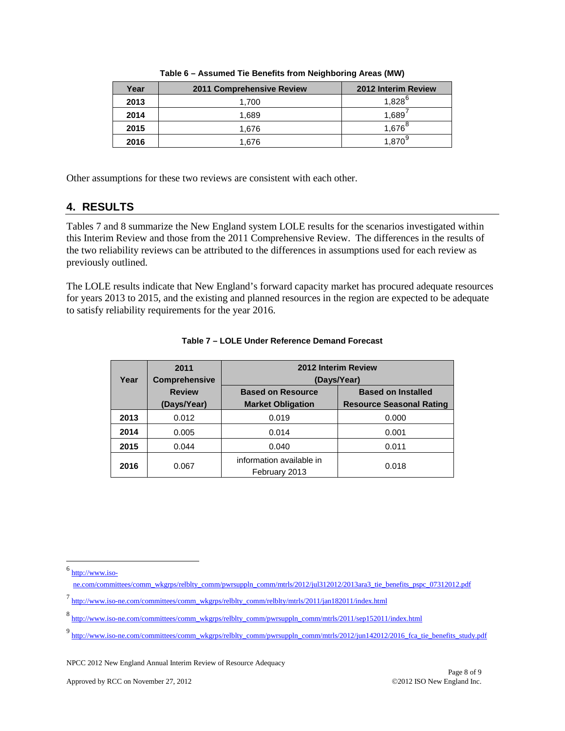**Table 6 – Assumed Tie Benefits from Neighboring Areas (MW)**

| Year | 2011 Comprehensive Review | 2012 Interim Review |
|---|---|---|
| 2013 | 1,700 | 1,828[6] |
| 2014 | 1,689 | 1,689[7] |
| 2015 | 1,676 | 1,676[8] |
| 2016 | 1,676 | 1,870[9] |

Other assumptions for these two reviews are consistent with each other.

## 4. RESULTS

Tables 7 and 8 summarize the New England system LOLE results for the scenarios investigated within this Interim Review and those from the 2011 Comprehensive Review. The differences in the results of the two reliability reviews can be attributed to the differences in assumptions used for each review as previously outlined.

The LOLE results indicate that New England's forward capacity market has procured adequate resources for years 2013 to 2015, and the existing and planned resources in the region are expected to be adequate to satisfy reliability requirements for the year 2016.

**Table 7 – LOLE Under Reference Demand Forecast**

| Year | 2011 Comprehensive Review (Days/Year) | 2012 Interim Review (Days/Year) | |
|---|---|---|---|
| | | Based on Resource Market Obligation | Based on Installed Resource Seasonal Rating |
| 2013 | 0.012 | 0.019 | 0.000 |
| 2014 | 0.005 | 0.014 | 0.001 |
| 2015 | 0.044 | 0.040 | 0.011 |
| 2016 | 0.067 | information available in February 2013 | 0.018 |

---

[6] http://www.iso-ne.com/committees/comm_wkgrps/relblty_comm/pwrsuppln_comm/mtrls/2012/jul312012/2013ara3_tie_benefits_pspc_07312012.pdf

[7] http://www.iso-ne.com/committees/comm_wkgrps/relblty_comm/relblty/mtrls/2011/jan182011/index.html

[8] http://www.iso-ne.com/committees/comm_wkgrps/relblty_comm/pwrsuppln_comm/mtrls/2011/sep152011/index.html

[9] http://www.iso-ne.com/committees/comm_wkgrps/relblty_comm/pwrsuppln_comm/mtrls/2012/jun142012/2016_fca_tie_benefits_study.pdf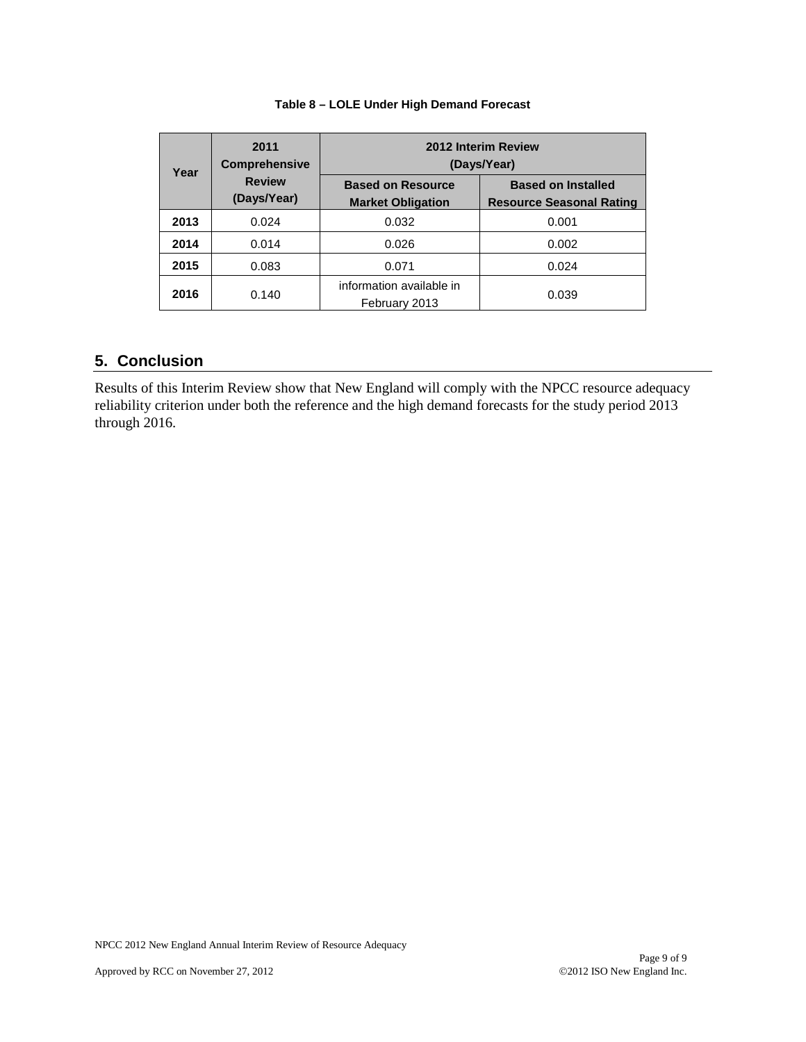**Table 8 – LOLE Under High Demand Forecast**

| Year | 2011 Comprehensive Review (Days/Year) | 2012 Interim Review (Days/Year) | |
|---|---|---|---|
| | | Based on Resource Market Obligation | Based on Installed Resource Seasonal Rating |
| **2013** | 0.024 | 0.032 | 0.001 |
| **2014** | 0.014 | 0.026 | 0.002 |
| **2015** | 0.083 | 0.071 | 0.024 |
| **2016** | 0.140 | information available in February 2013 | 0.039 |

## 5. Conclusion

Results of this Interim Review show that New England will comply with the NPCC resource adequacy reliability criterion under both the reference and the high demand forecasts for the study period 2013 through 2016.